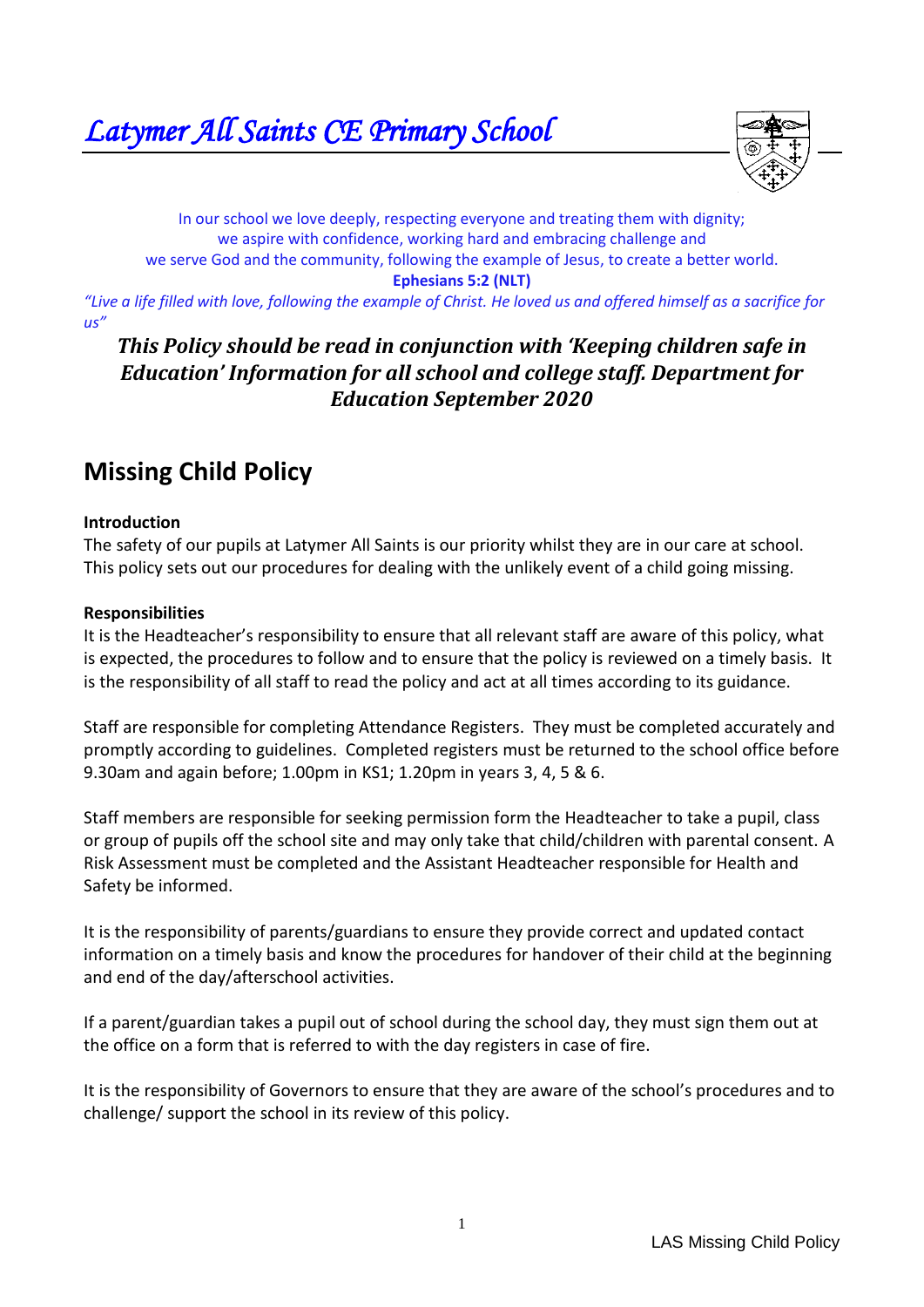# *Latymer All Saints CE Primary School*

In our school we love deeply, respecting everyone and treating them with dignity;
we aspire with confidence, working hard and embracing challenge and
we serve God and the community, following the example of Jesus, to create a better world.

**Ephesians 5:2 (NLT)**

*"Live a life filled with love, following the example of Christ. He loved us and offered himself as a sacrifice for us"*

***This Policy should be read in conjunction with 'Keeping children safe in Education' Information for all school and college staff. Department for Education September 2020***

## Missing Child Policy

**Introduction**

The safety of our pupils at Latymer All Saints is our priority whilst they are in our care at school. This policy sets out our procedures for dealing with the unlikely event of a child going missing.

**Responsibilities**

It is the Headteacher's responsibility to ensure that all relevant staff are aware of this policy, what is expected, the procedures to follow and to ensure that the policy is reviewed on a timely basis. It is the responsibility of all staff to read the policy and act at all times according to its guidance.

Staff are responsible for completing Attendance Registers. They must be completed accurately and promptly according to guidelines. Completed registers must be returned to the school office before 9.30am and again before; 1.00pm in KS1; 1.20pm in years 3, 4, 5 & 6.

Staff members are responsible for seeking permission form the Headteacher to take a pupil, class or group of pupils off the school site and may only take that child/children with parental consent. A Risk Assessment must be completed and the Assistant Headteacher responsible for Health and Safety be informed.

It is the responsibility of parents/guardians to ensure they provide correct and updated contact information on a timely basis and know the procedures for handover of their child at the beginning and end of the day/afterschool activities.

If a parent/guardian takes a pupil out of school during the school day, they must sign them out at the office on a form that is referred to with the day registers in case of fire.

It is the responsibility of Governors to ensure that they are aware of the school's procedures and to challenge/ support the school in its review of this policy.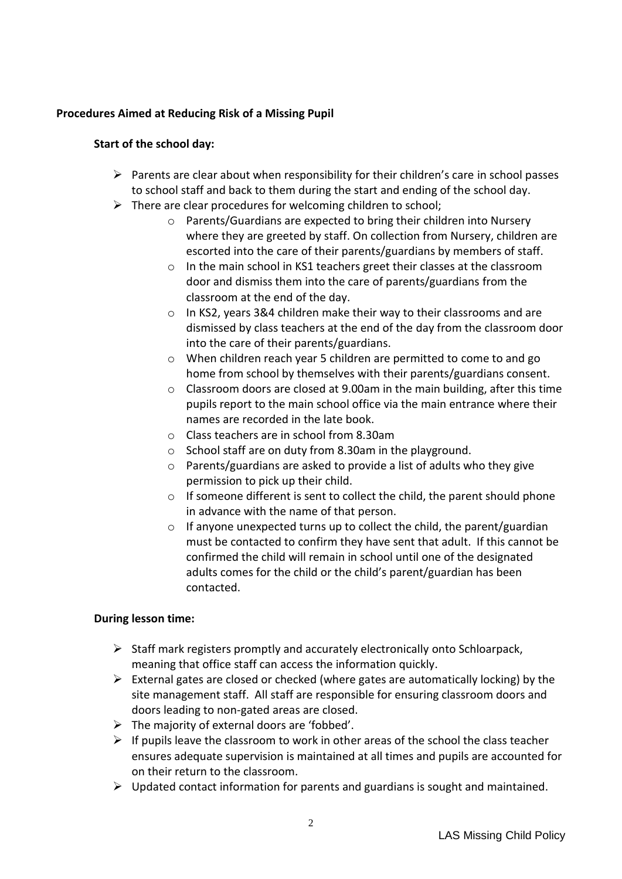**Procedures Aimed at Reducing Risk of a Missing Pupil**

**Start of the school day:**

- Parents are clear about when responsibility for their children's care in school passes to school staff and back to them during the start and ending of the school day.
- There are clear procedures for welcoming children to school;
  - Parents/Guardians are expected to bring their children into Nursery where they are greeted by staff. On collection from Nursery, children are escorted into the care of their parents/guardians by members of staff.
  - In the main school in KS1 teachers greet their classes at the classroom door and dismiss them into the care of parents/guardians from the classroom at the end of the day.
  - In KS2, years 3&4 children make their way to their classrooms and are dismissed by class teachers at the end of the day from the classroom door into the care of their parents/guardians.
  - When children reach year 5 children are permitted to come to and go home from school by themselves with their parents/guardians consent.
  - Classroom doors are closed at 9.00am in the main building, after this time pupils report to the main school office via the main entrance where their names are recorded in the late book.
  - Class teachers are in school from 8.30am
  - School staff are on duty from 8.30am in the playground.
  - Parents/guardians are asked to provide a list of adults who they give permission to pick up their child.
  - If someone different is sent to collect the child, the parent should phone in advance with the name of that person.
  - If anyone unexpected turns up to collect the child, the parent/guardian must be contacted to confirm they have sent that adult. If this cannot be confirmed the child will remain in school until one of the designated adults comes for the child or the child's parent/guardian has been contacted.

**During lesson time:**

- Staff mark registers promptly and accurately electronically onto Schloarpack, meaning that office staff can access the information quickly.
- External gates are closed or checked (where gates are automatically locking) by the site management staff. All staff are responsible for ensuring classroom doors and doors leading to non-gated areas are closed.
- The majority of external doors are 'fobbed'.
- If pupils leave the classroom to work in other areas of the school the class teacher ensures adequate supervision is maintained at all times and pupils are accounted for on their return to the classroom.
- Updated contact information for parents and guardians is sought and maintained.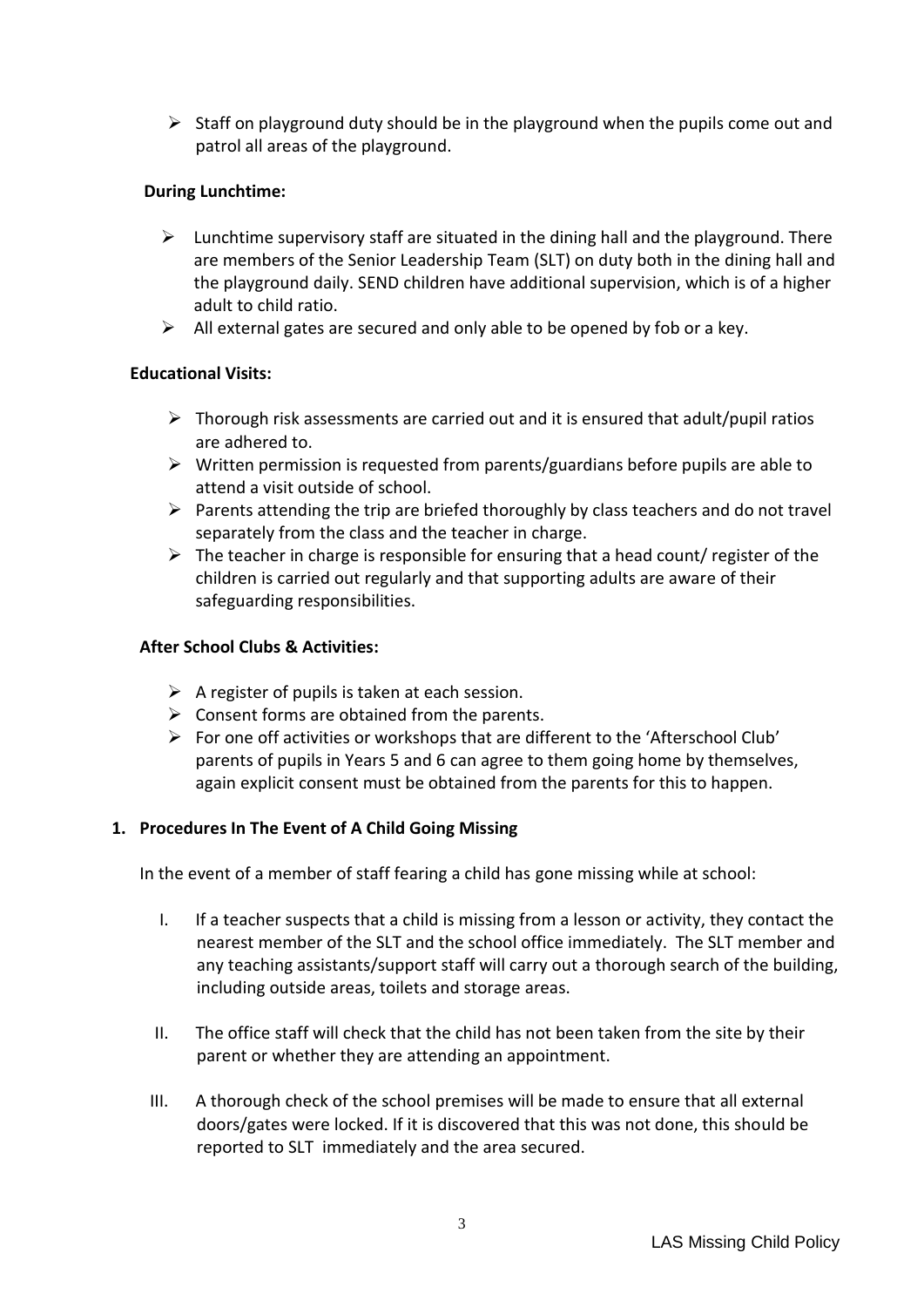- Staff on playground duty should be in the playground when the pupils come out and patrol all areas of the playground.

**During Lunchtime:**

- Lunchtime supervisory staff are situated in the dining hall and the playground. There are members of the Senior Leadership Team (SLT) on duty both in the dining hall and the playground daily. SEND children have additional supervision, which is of a higher adult to child ratio.
- All external gates are secured and only able to be opened by fob or a key.

**Educational Visits:**

- Thorough risk assessments are carried out and it is ensured that adult/pupil ratios are adhered to.
- Written permission is requested from parents/guardians before pupils are able to attend a visit outside of school.
- Parents attending the trip are briefed thoroughly by class teachers and do not travel separately from the class and the teacher in charge.
- The teacher in charge is responsible for ensuring that a head count/ register of the children is carried out regularly and that supporting adults are aware of their safeguarding responsibilities.

**After School Clubs & Activities:**

- A register of pupils is taken at each session.
- Consent forms are obtained from the parents.
- For one off activities or workshops that are different to the 'Afterschool Club' parents of pupils in Years 5 and 6 can agree to them going home by themselves, again explicit consent must be obtained from the parents for this to happen.

## 1. Procedures In The Event of A Child Going Missing

In the event of a member of staff fearing a child has gone missing while at school:

I. If a teacher suspects that a child is missing from a lesson or activity, they contact the nearest member of the SLT and the school office immediately. The SLT member and any teaching assistants/support staff will carry out a thorough search of the building, including outside areas, toilets and storage areas.

II. The office staff will check that the child has not been taken from the site by their parent or whether they are attending an appointment.

III. A thorough check of the school premises will be made to ensure that all external doors/gates were locked. If it is discovered that this was not done, this should be reported to SLT immediately and the area secured.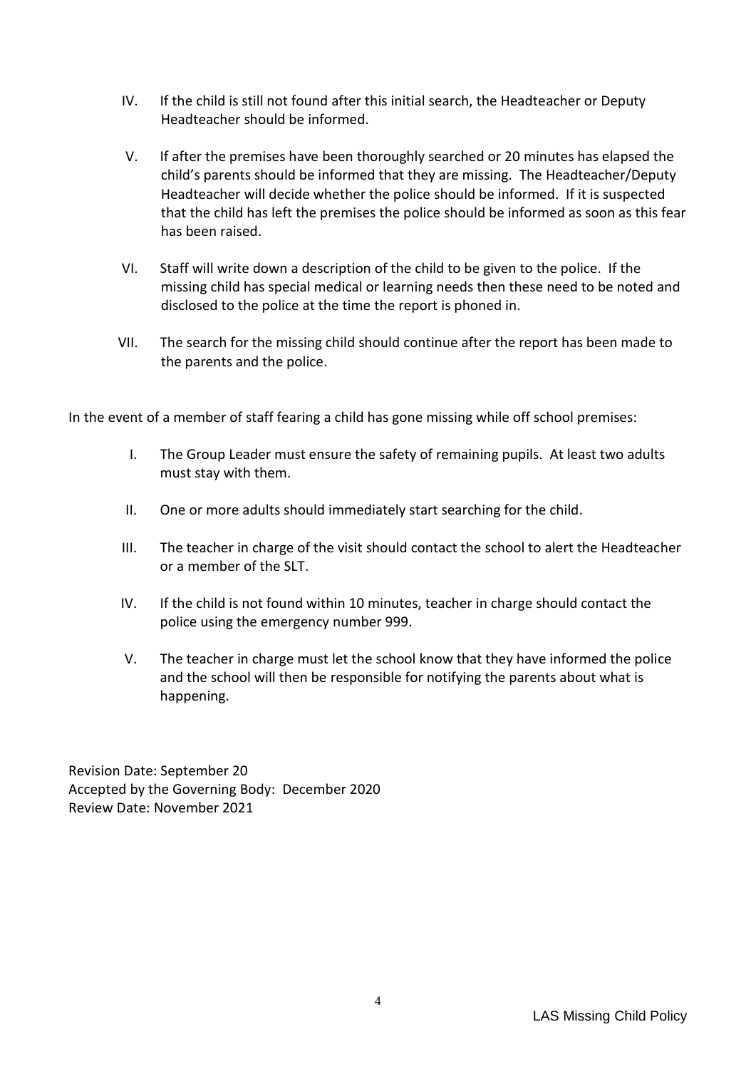IV. If the child is still not found after this initial search, the Headteacher or Deputy Headteacher should be informed.

V. If after the premises have been thoroughly searched or 20 minutes has elapsed the child's parents should be informed that they are missing. The Headteacher/Deputy Headteacher will decide whether the police should be informed. If it is suspected that the child has left the premises the police should be informed as soon as this fear has been raised.

VI. Staff will write down a description of the child to be given to the police. If the missing child has special medical or learning needs then these need to be noted and disclosed to the police at the time the report is phoned in.

VII. The search for the missing child should continue after the report has been made to the parents and the police.

In the event of a member of staff fearing a child has gone missing while off school premises:

I. The Group Leader must ensure the safety of remaining pupils. At least two adults must stay with them.

II. One or more adults should immediately start searching for the child.

III. The teacher in charge of the visit should contact the school to alert the Headteacher or a member of the SLT.

IV. If the child is not found within 10 minutes, teacher in charge should contact the police using the emergency number 999.

V. The teacher in charge must let the school know that they have informed the police and the school will then be responsible for notifying the parents about what is happening.

Revision Date: September 20
Accepted by the Governing Body: December 2020
Review Date: November 2021